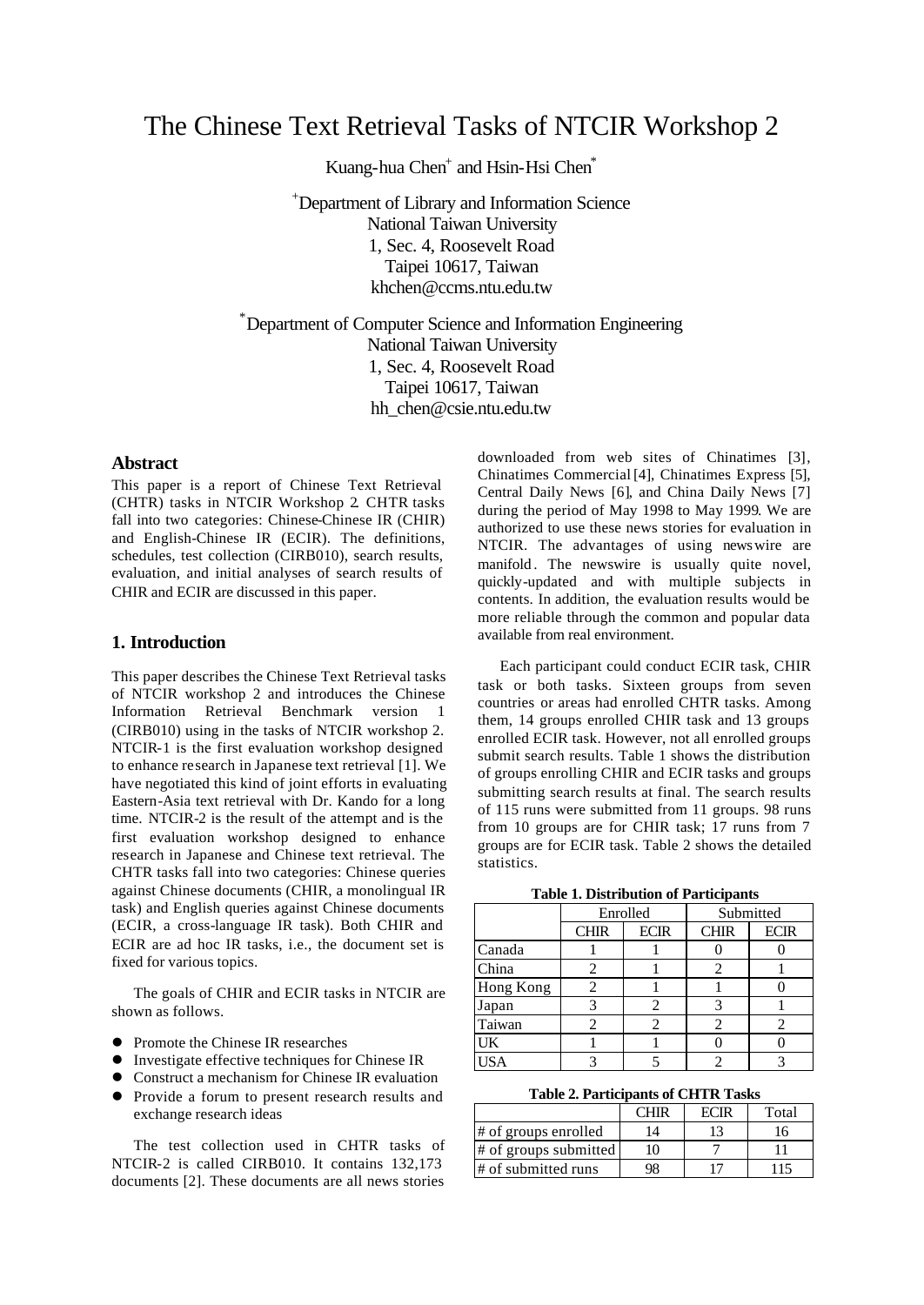# The Chinese Text Retrieval Tasks of NTCIR Workshop 2

Kuang-hua Chen[+] and Hsin-Hsi Chen[*]

[+]Department of Library and Information Science
National Taiwan University
1, Sec. 4, Roosevelt Road
Taipei 10617, Taiwan
khchen@ccms.ntu.edu.tw

[*]Department of Computer Science and Information Engineering
National Taiwan University
1, Sec. 4, Roosevelt Road
Taipei 10617, Taiwan
hh_chen@csie.ntu.edu.tw

## Abstract

This paper is a report of Chinese Text Retrieval (CHTR) tasks in NTCIR Workshop 2. CHTR tasks fall into two categories: Chinese-Chinese IR (CHIR) and English-Chinese IR (ECIR). The definitions, schedules, test collection (CIRB010), search results, evaluation, and initial analyses of search results of CHIR and ECIR are discussed in this paper.

## 1. Introduction

This paper describes the Chinese Text Retrieval tasks of NTCIR workshop 2 and introduces the Chinese Information Retrieval Benchmark version 1 (CIRB010) using in the tasks of NTCIR workshop 2. NTCIR-1 is the first evaluation workshop designed to enhance research in Japanese text retrieval [1]. We have negotiated this kind of joint efforts in evaluating Eastern-Asia text retrieval with Dr. Kando for a long time. NTCIR-2 is the result of the attempt and is the first evaluation workshop designed to enhance research in Japanese and Chinese text retrieval. The CHTR tasks fall into two categories: Chinese queries against Chinese documents (CHIR, a monolingual IR task) and English queries against Chinese documents (ECIR, a cross-language IR task). Both CHIR and ECIR are ad hoc IR tasks, i.e., the document set is fixed for various topics.

The goals of CHIR and ECIR tasks in NTCIR are shown as follows.

- Promote the Chinese IR researches
- Investigate effective techniques for Chinese IR
- Construct a mechanism for Chinese IR evaluation
- Provide a forum to present research results and exchange research ideas

The test collection used in CHTR tasks of NTCIR-2 is called CIRB010. It contains 132,173 documents [2]. These documents are all news stories downloaded from web sites of Chinatimes [3], Chinatimes Commercial [4], Chinatimes Express [5], Central Daily News [6], and China Daily News [7] during the period of May 1998 to May 1999. We are authorized to use these news stories for evaluation in NTCIR. The advantages of using newswire are manifold. The newswire is usually quite novel, quickly-updated and with multiple subjects in contents. In addition, the evaluation results would be more reliable through the common and popular data available from real environment.

Each participant could conduct ECIR task, CHIR task or both tasks. Sixteen groups from seven countries or areas had enrolled CHTR tasks. Among them, 14 groups enrolled CHIR task and 13 groups enrolled ECIR task. However, not all enrolled groups submit search results. Table 1 shows the distribution of groups enrolling CHIR and ECIR tasks and groups submitting search results at final. The search results of 115 runs were submitted from 11 groups. 98 runs from 10 groups are for CHIR task; 17 runs from 7 groups are for ECIR task. Table 2 shows the detailed statistics.

**Table 1. Distribution of Participants**

| | Enrolled | | Submitted | |
|---|---|---|---|---|
| | CHIR | ECIR | CHIR | ECIR |
| Canada | 1 | 1 | 0 | 0 |
| China | 2 | 1 | 2 | 1 |
| Hong Kong | 2 | 1 | 1 | 0 |
| Japan | 3 | 2 | 3 | 1 |
| Taiwan | 2 | 2 | 2 | 2 |
| UK | 1 | 1 | 0 | 0 |
| USA | 3 | 5 | 2 | 3 |

**Table 2. Participants of CHTR Tasks**

| | CHIR | ECIR | Total |
|---|---|---|---|
| # of groups enrolled | 14 | 13 | 16 |
| # of groups submitted | 10 | 7 | 11 |
| # of submitted runs | 98 | 17 | 115 |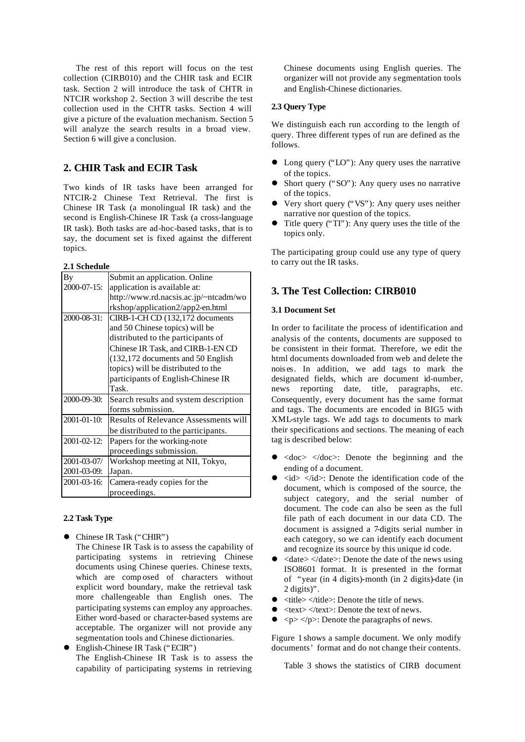The rest of this report will focus on the test collection (CIRB010) and the CHIR task and ECIR task. Section 2 will introduce the task of CHTR in NTCIR workshop 2. Section 3 will describe the test collection used in the CHTR tasks. Section 4 will give a picture of the evaluation mechanism. Section 5 will analyze the search results in a broad view. Section 6 will give a conclusion.

## 2. CHIR Task and ECIR Task

Two kinds of IR tasks have been arranged for NTCIR-2 Chinese Text Retrieval. The first is Chinese IR Task (a monolingual IR task) and the second is English-Chinese IR Task (a cross-language IR task). Both tasks are ad-hoc-based tasks, that is to say, the document set is fixed against the different topics.

### 2.1 Schedule

| | |
|---|---|
| By 2000-07-15: | Submit an application. Online application is available at: http://www.rd.nacsis.ac.jp/~ntcadm/workshop/application2/app2-en.html |
| 2000-08-31: | CIRB-1-CH CD (132,172 documents and 50 Chinese topics) will be distributed to the participants of Chinese IR Task, and CIRB-1-EN CD (132,172 documents and 50 English topics) will be distributed to the participants of English-Chinese IR Task. |
| 2000-09-30: | Search results and system description forms submission. |
| 2001-01-10: | Results of Relevance Assessments will be distributed to the participants. |
| 2001-02-12: | Papers for the working-note proceedings submission. |
| 2001-03-07/ 2001-03-09: | Workshop meeting at NII, Tokyo, Japan. |
| 2001-03-16: | Camera-ready copies for the proceedings. |

### 2.2 Task Type

- Chinese IR Task ("CHIR")
  The Chinese IR Task is to assess the capability of participating systems in retrieving Chinese documents using Chinese queries. Chinese texts, which are composed of characters without explicit word boundary, make the retrieval task more challengeable than English ones. The participating systems can employ any approaches. Either word-based or character-based systems are acceptable. The organizer will not provide any segmentation tools and Chinese dictionaries.
- English-Chinese IR Task ("ECIR")
  The English-Chinese IR Task is to assess the capability of participating systems in retrieving Chinese documents using English queries. The organizer will not provide any segmentation tools and English-Chinese dictionaries.

### 2.3 Query Type

We distinguish each run according to the length of query. Three different types of run are defined as the follows.

- Long query ("LO"): Any query uses the narrative of the topics.
- Short query ("SO"): Any query uses no narrative of the topics.
- Very short query ("VS"): Any query uses neither narrative nor question of the topics.
- Title query ("TI"): Any query uses the title of the topics only.

The participating group could use any type of query to carry out the IR tasks.

## 3. The Test Collection: CIRB010

### 3.1 Document Set

In order to facilitate the process of identification and analysis of the contents, documents are supposed to be consistent in their format. Therefore, we edit the html documents downloaded from web and delete the noises. In addition, we add tags to mark the designated fields, which are document id-number, news reporting date, title, paragraphs, etc. Consequently, every document has the same format and tags. The documents are encoded in BIG5 with XML-style tags. We add tags to documents to mark their specifications and sections. The meaning of each tag is described below:

- <doc> </doc>: Denote the beginning and the ending of a document.
- <id> </id>: Denote the identification code of the document, which is composed of the source, the subject category, and the serial number of document. The code can also be seen as the full file path of each document in our data CD. The document is assigned a 7-digits serial number in each category, so we can identify each document and recognize its source by this unique id code.
- <date> </date>: Denote the date of the news using ISO8601 format. It is presented in the format of "year (in 4 digits)-month (in 2 digits)-date (in 2 digits)".
- <title> </title>: Denote the title of news.
- <text> </text>: Denote the text of news.
- <p> </p>: Denote the paragraphs of news.

Figure 1 shows a sample document. We only modify documents' format and do not change their contents.

Table 3 shows the statistics of CIRB document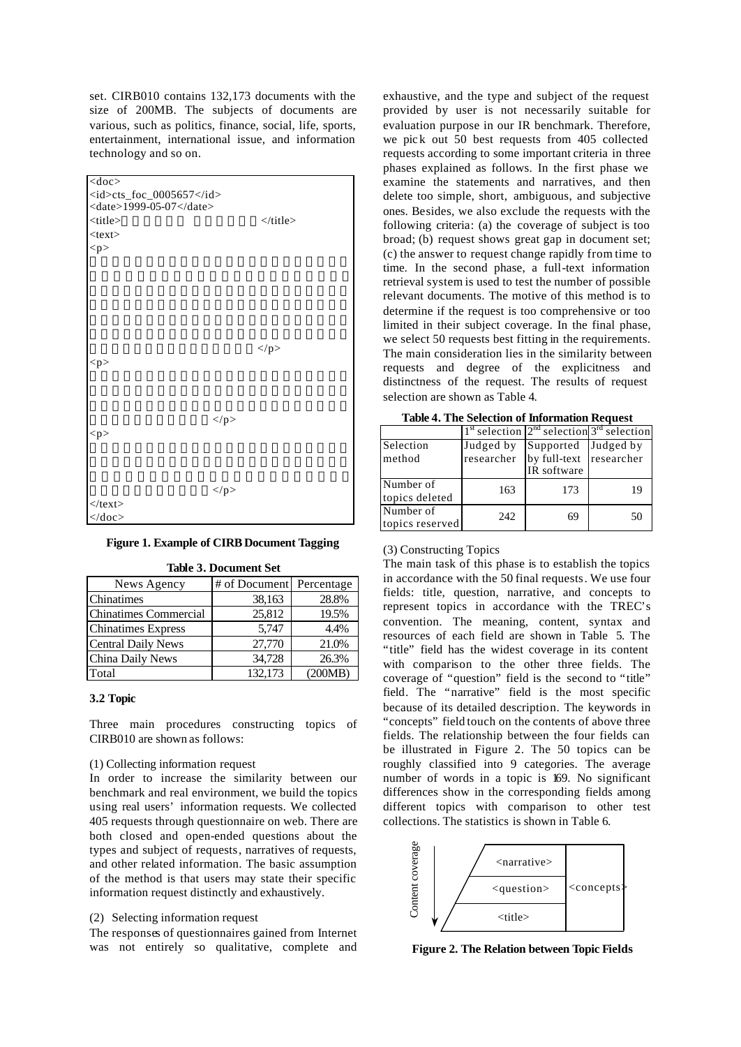set. CIRB010 contains 132,173 documents with the size of 200MB. The subjects of documents are various, such as politics, finance, social, life, sports, entertainment, international issue, and information technology and so on.

```
<doc>
<id>cts_foc_0005657</id>
<date>1999-05-07</date>
<title>                    </title>
<text>
<p>

                                          </p>
<p>

                  </p>
<p>

                  </p>
</text>
</doc>
```

**Figure 1. Example of CIRB Document Tagging**

**Table 3. Document Set**

| News Agency | # of Document | Percentage |
|---|---|---|
| Chinatimes | 38,163 | 28.8% |
| Chinatimes Commercial | 25,812 | 19.5% |
| Chinatimes Express | 5,747 | 4.4% |
| Central Daily News | 27,770 | 21.0% |
| China Daily News | 34,728 | 26.3% |
| Total | 132,173 | (200MB) |

### 3.2 Topic

Three main procedures constructing topics of CIRB010 are shown as follows:

(1) Collecting information request

In order to increase the similarity between our benchmark and real environment, we build the topics using real users' information requests. We collected 405 requests through questionnaire on web. There are both closed and open-ended questions about the types and subject of requests, narratives of requests, and other related information. The basic assumption of the method is that users may state their specific information request distinctly and exhaustively.

(2) Selecting information request

The responses of questionnaires gained from Internet was not entirely so qualitative, complete and exhaustive, and the type and subject of the request provided by user is not necessarily suitable for evaluation purpose in our IR benchmark. Therefore, we pick out 50 best requests from 405 collected requests according to some important criteria in three phases explained as follows. In the first phase we examine the statements and narratives, and then delete too simple, short, ambiguous, and subjective ones. Besides, we also exclude the requests with the following criteria: (a) the coverage of subject is too broad; (b) request shows great gap in document set; (c) the answer to request change rapidly from time to time. In the second phase, a full-text information retrieval system is used to test the number of possible relevant documents. The motive of this method is to determine if the request is too comprehensive or too limited in their subject coverage. In the final phase, we select 50 requests best fitting in the requirements. The main consideration lies in the similarity between requests and degree of the explicitness and distinctness of the request. The results of request selection are shown as Table 4.

**Table 4. The Selection of Information Request**

| | 1st selection | 2nd selection | 3rd selection |
|---|---|---|---|
| Selection method | Judged by researcher | Supported by full-text IR software | Judged by researcher |
| Number of topics deleted | 163 | 173 | 19 |
| Number of topics reserved | 242 | 69 | 50 |

(3) Constructing Topics

The main task of this phase is to establish the topics in accordance with the 50 final requests. We use four fields: title, question, narrative, and concepts to represent topics in accordance with the TREC's convention. The meaning, content, syntax and resources of each field are shown in Table 5. The "title" field has the widest coverage in its content with comparison to the other three fields. The coverage of "question" field is the second to "title" field. The "narrative" field is the most specific because of its detailed description. The keywords in "concepts" field touch on the contents of above three fields. The relationship between the four fields can be illustrated in Figure 2. The 50 topics can be roughly classified into 9 categories. The average number of words in a topic is 169. No significant differences show in the corresponding fields among different topics with comparison to other test collections. The statistics is shown in Table 6.

| Content coverage ↓ | | |
|---|---|---|
| | <narrative> | <concepts> |
| | <question> | |
| | <title> | |

**Figure 2. The Relation between Topic Fields**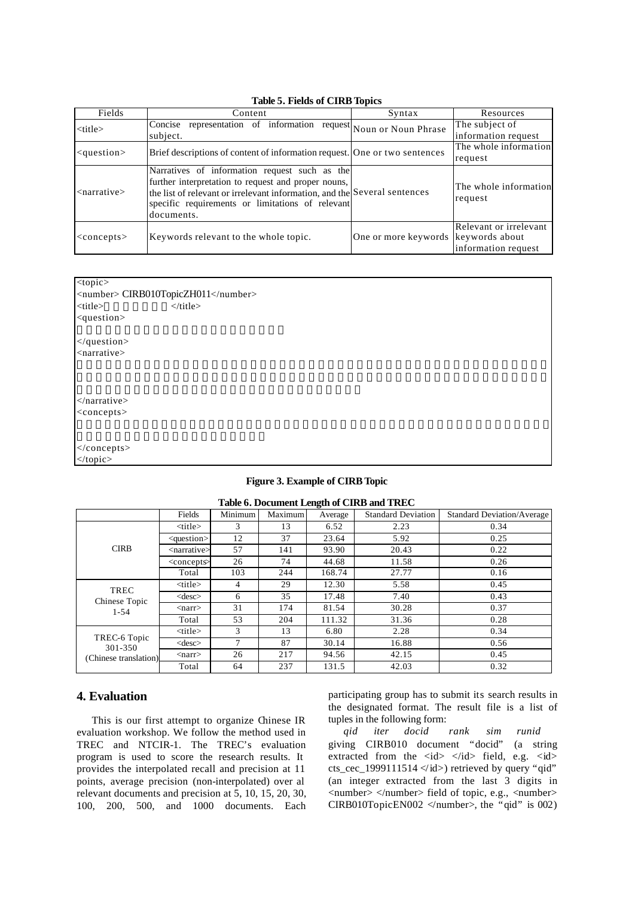**Table 5. Fields of CIRB Topics**

| Fields | Content | Syntax | Resources |
|---|---|---|---|
| <title> | Concise representation of information request subject. | Noun or Noun Phrase | The subject of information request |
| <question> | Brief descriptions of content of information request. | One or two sentences | The whole information request |
| <narrative> | Narratives of information request such as the further interpretation to request and proper nouns, the list of relevant or irrelevant information, and the specific requirements or limitations of relevant documents. | Several sentences | The whole information request |
| <concepts> | Keywords relevant to the whole topic. | One or more keywords | Relevant or irrelevant keywords about information request |

```
<topic>
<number> CIRB010TopicZH011</number>
<title>                </title>
<question>

</question>
<narrative>



</narrative>
<concepts>


</concepts>
</topic>
```

**Figure 3. Example of CIRB Topic**

**Table 6. Document Length of CIRB and TREC**

| | Fields | Minimum | Maximum | Average | Standard Deviation | Standard Deviation/Average |
|---|---|---|---|---|---|---|
| CIRB | <title> | 3 | 13 | 6.52 | 2.23 | 0.34 |
| | <question> | 12 | 37 | 23.64 | 5.92 | 0.25 |
| | <narrative> | 57 | 141 | 93.90 | 20.43 | 0.22 |
| | <concepts> | 26 | 74 | 44.68 | 11.58 | 0.26 |
| | Total | 103 | 244 | 168.74 | 27.77 | 0.16 |
| TREC Chinese Topic 1-54 | <title> | 4 | 29 | 12.30 | 5.58 | 0.45 |
| | <desc> | 6 | 35 | 17.48 | 7.40 | 0.43 |
| | <narr> | 31 | 174 | 81.54 | 30.28 | 0.37 |
| | Total | 53 | 204 | 111.32 | 31.36 | 0.28 |
| TREC-6 Topic 301-350 (Chinese translation) | <title> | 3 | 13 | 6.80 | 2.28 | 0.34 |
| | <desc> | 7 | 87 | 30.14 | 16.88 | 0.56 |
| | <narr> | 26 | 217 | 94.56 | 42.15 | 0.45 |
| | Total | 64 | 237 | 131.5 | 42.03 | 0.32 |

## 4. Evaluation

This is our first attempt to organize Chinese IR evaluation workshop. We follow the method used in TREC and NTCIR-1. The TREC's evaluation program is used to score the research results. It provides the interpolated recall and precision at 11 points, average precision (non-interpolated) over al relevant documents and precision at 5, 10, 15, 20, 30, 100, 200, 500, and 1000 documents. Each participating group has to submit its search results in the designated format. The result file is a list of tuples in the following form:

*qid iter docid rank sim runid*

giving CIRB010 document "docid" (a string extracted from the <id> </id> field, e.g. <id> cts_cec_1999111514 </id>) retrieved by query "qid" (an integer extracted from the last 3 digits in <number> </number> field of topic, e.g., <number> CIRB010TopicEN002 </number>, the "qid" is 002)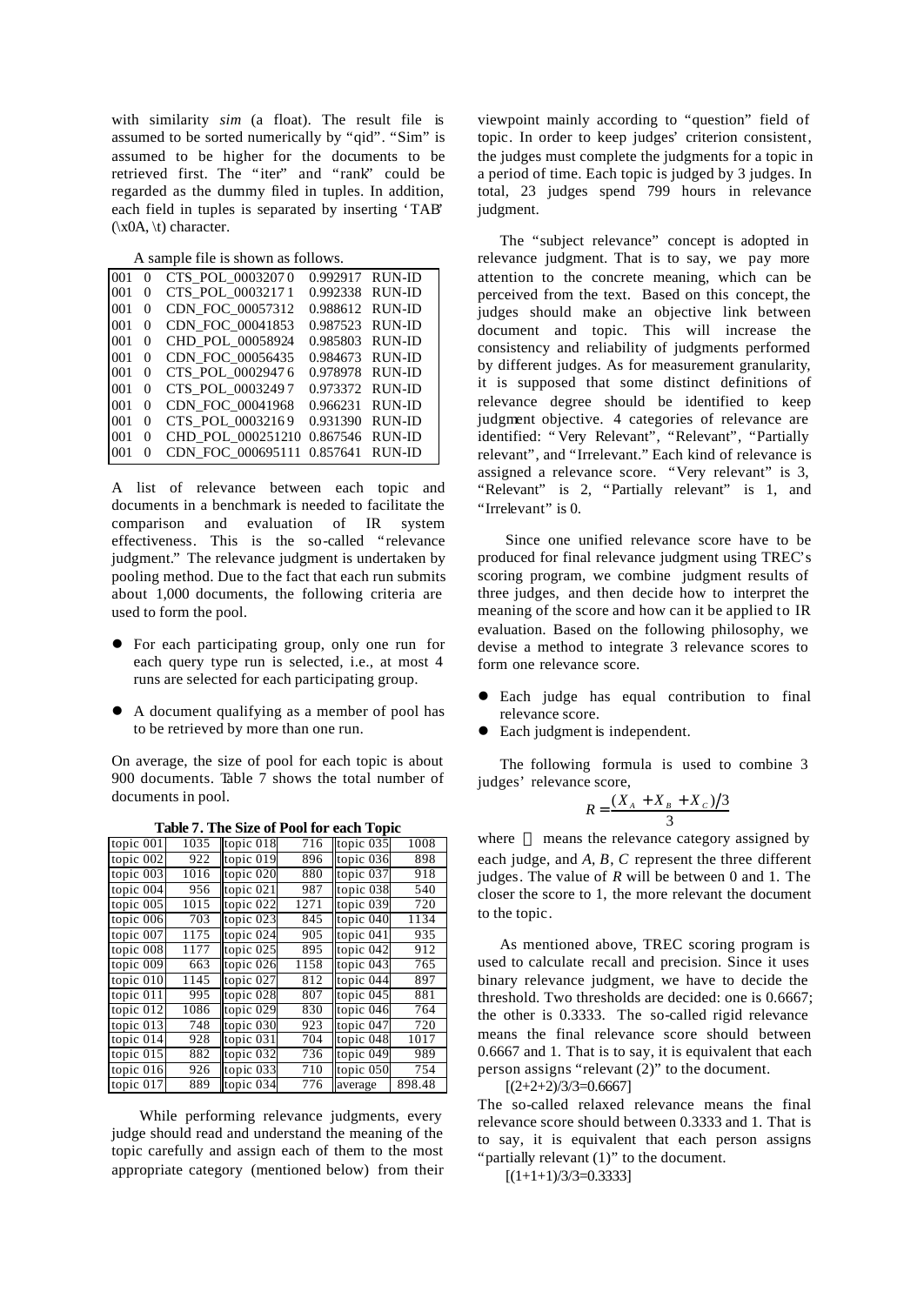with similarity *sim* (a float). The result file is assumed to be sorted numerically by "qid". "Sim" is assumed to be higher for the documents to be retrieved first. The "iter" and "rank" could be regarded as the dummy filed in tuples. In addition, each field in tuples is separated by inserting 'TAB' (\x0A, \t) character.

A sample file is shown as follows.

```
001  0   CTS_POL_0003207 0    0.992917  RUN-ID
001  0   CTS_POL_0003217 1    0.992338  RUN-ID
001  0   CDN_FOC_00057312     0.988612  RUN-ID
001  0   CDN_FOC_00041853     0.987523  RUN-ID
001  0   CHD_POL_00058924     0.985803  RUN-ID
001  0   CDN_FOC_00056435     0.984673  RUN-ID
001  0   CTS_POL_0002947 6    0.978978  RUN-ID
001  0   CTS_POL_0003249 7    0.973372  RUN-ID
001  0   CDN_FOC_00041968     0.966231  RUN-ID
001  0   CTS_POL_0003216 9    0.931390  RUN-ID
001  0   CHD_POL_000251210    0.867546  RUN-ID
001  0   CDN_FOC_000695111    0.857641  RUN-ID
```

A list of relevance between each topic and documents in a benchmark is needed to facilitate the comparison and evaluation of IR system effectiveness. This is the so-called "relevance judgment." The relevance judgment is undertaken by pooling method. Due to the fact that each run submits about 1,000 documents, the following criteria are used to form the pool.

- For each participating group, only one run for each query type run is selected, i.e., at most 4 runs are selected for each participating group.
- A document qualifying as a member of pool has to be retrieved by more than one run.

On average, the size of pool for each topic is about 900 documents. Table 7 shows the total number of documents in pool.

**Table 7. The Size of Pool for each Topic**

| topic 001 | 1035 | topic 018 | 716 | topic 035 | 1008 |
|---|---|---|---|---|---|
| topic 002 | 922 | topic 019 | 896 | topic 036 | 898 |
| topic 003 | 1016 | topic 020 | 880 | topic 037 | 918 |
| topic 004 | 956 | topic 021 | 987 | topic 038 | 540 |
| topic 005 | 1015 | topic 022 | 1271 | topic 039 | 720 |
| topic 006 | 703 | topic 023 | 845 | topic 040 | 1134 |
| topic 007 | 1175 | topic 024 | 905 | topic 041 | 935 |
| topic 008 | 1177 | topic 025 | 895 | topic 042 | 912 |
| topic 009 | 663 | topic 026 | 1158 | topic 043 | 765 |
| topic 010 | 1145 | topic 027 | 812 | topic 044 | 897 |
| topic 011 | 995 | topic 028 | 807 | topic 045 | 881 |
| topic 012 | 1086 | topic 029 | 830 | topic 046 | 764 |
| topic 013 | 748 | topic 030 | 923 | topic 047 | 720 |
| topic 014 | 928 | topic 031 | 704 | topic 048 | 1017 |
| topic 015 | 882 | topic 032 | 736 | topic 049 | 989 |
| topic 016 | 926 | topic 033 | 710 | topic 050 | 754 |
| topic 017 | 889 | topic 034 | 776 | average | 898.48 |

While performing relevance judgments, every judge should read and understand the meaning of the topic carefully and assign each of them to the most appropriate category (mentioned below) from their viewpoint mainly according to "question" field of topic. In order to keep judges' criterion consistent, the judges must complete the judgments for a topic in a period of time. Each topic is judged by 3 judges. In total, 23 judges spend 799 hours in relevance judgment.

The "subject relevance" concept is adopted in relevance judgment. That is to say, we pay more attention to the concrete meaning, which can be perceived from the text. Based on this concept, the judges should make an objective link between document and topic. This will increase the consistency and reliability of judgments performed by different judges. As for measurement granularity, it is supposed that some distinct definitions of relevance degree should be identified to keep judgment objective. 4 categories of relevance are identified: "Very Relevant", "Relevant", "Partially relevant", and "Irrelevant." Each kind of relevance is assigned a relevance score. "Very relevant" is 3, "Relevant" is 2, "Partially relevant" is 1, and "Irrelevant" is 0.

Since one unified relevance score have to be produced for final relevance judgment using TREC's scoring program, we combine judgment results of three judges, and then decide how to interpret the meaning of the score and how can it be applied to IR evaluation. Based on the following philosophy, we devise a method to integrate 3 relevance scores to form one relevance score.

- Each judge has equal contribution to final relevance score.
- Each judgment is independent.

The following formula is used to combine 3 judges' relevance score,

$$R = \frac{(X_A + X_B + X_C)/3}{3}$$

where  means the relevance category assigned by each judge, and *A*, *B*, *C* represent the three different judges. The value of *R* will be between 0 and 1. The closer the score to 1, the more relevant the document to the topic.

As mentioned above, TREC scoring program is used to calculate recall and precision. Since it uses binary relevance judgment, we have to decide the threshold. Two thresholds are decided: one is 0.6667; the other is 0.3333. The so-called rigid relevance means the final relevance score should between 0.6667 and 1. That is to say, it is equivalent that each person assigns "relevant (2)" to the document.

[(2+2+2)/3/3=0.6667]

The so-called relaxed relevance means the final relevance score should between 0.3333 and 1. That is to say, it is equivalent that each person assigns "partially relevant (1)" to the document.

[(1+1+1)/3/3=0.3333]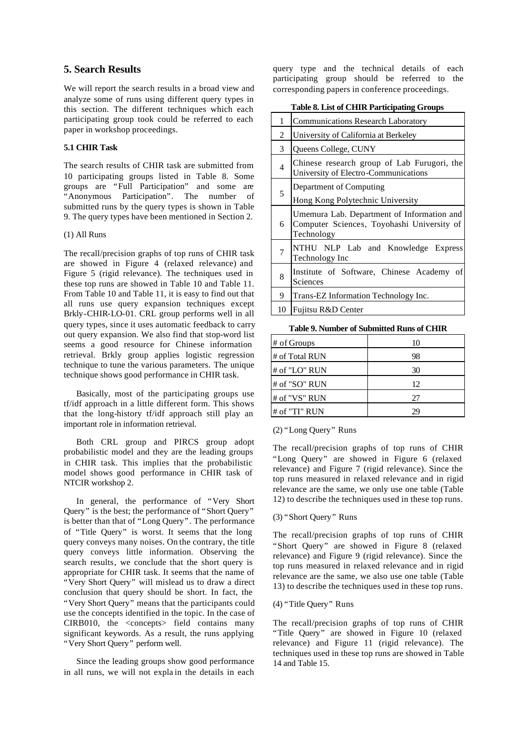## 5. Search Results

We will report the search results in a broad view and analyze some of runs using different query types in this section. The different techniques which each participating group took could be referred to each paper in workshop proceedings.

### 5.1 CHIR Task

The search results of CHIR task are submitted from 10 participating groups listed in Table 8. Some groups are "Full Participation" and some are "Anonymous Participation". The number of submitted runs by the query types is shown in Table 9. The query types have been mentioned in Section 2.

(1) All Runs

The recall/precision graphs of top runs of CHIR task are showed in Figure 4 (relaxed relevance) and Figure 5 (rigid relevance). The techniques used in these top runs are showed in Table 10 and Table 11. From Table 10 and Table 11, it is easy to find out that all runs use query expansion techniques except Brkly-CHIR-LO-01. CRL group performs well in all query types, since it uses automatic feedback to carry out query expansion. We also find that stop-word list seems a good resource for Chinese information retrieval. Brkly group applies logistic regression technique to tune the various parameters. The unique technique shows good performance in CHIR task.

Basically, most of the participating groups use tf/idf approach in a little different form. This shows that the long-history tf/idf approach still play an important role in information retrieval.

Both CRL group and PIRCS group adopt probabilistic model and they are the leading groups in CHIR task. This implies that the probabilistic model shows good performance in CHIR task of NTCIR workshop 2.

In general, the performance of "Very Short Query" is the best; the performance of "Short Query" is better than that of "Long Query". The performance of "Title Query" is worst. It seems that the long query conveys many noises. On the contrary, the title query conveys little information. Observing the search results, we conclude that the short query is appropriate for CHIR task. It seems that the name of "Very Short Query" will mislead us to draw a direct conclusion that query should be short. In fact, the "Very Short Query" means that the participants could use the concepts identified in the topic. In the case of CIRB010, the <concepts> field contains many significant keywords. As a result, the runs applying "Very Short Query" perform well.

Since the leading groups show good performance in all runs, we will not explain the details in each query type and the technical details of each participating group should be referred to the corresponding papers in conference proceedings.

**Table 8. List of CHIR Participating Groups**

| | |
|---|---|
| 1 | Communications Research Laboratory |
| 2 | University of California at Berkeley |
| 3 | Queens College, CUNY |
| 4 | Chinese research group of Lab Furugori, the University of Electro-Communications |
| 5 | Department of Computing<br>Hong Kong Polytechnic University |
| 6 | Umemura Lab. Department of Information and Computer Sciences, Toyohashi University of Technology |
| 7 | NTHU NLP Lab and Knowledge Express Technology Inc |
| 8 | Institute of Software, Chinese Academy of Sciences |
| 9 | Trans-EZ Information Technology Inc. |
| 10 | Fujitsu R&D Center |

**Table 9. Number of Submitted Runs of CHIR**

| | |
|---|---|
| # of Groups | 10 |
| # of Total RUN | 98 |
| # of "LO" RUN | 30 |
| # of "SO" RUN | 12 |
| # of "VS" RUN | 27 |
| # of "TI" RUN | 29 |

(2) "Long Query" Runs

The recall/precision graphs of top runs of CHIR "Long Query" are showed in Figure 6 (relaxed relevance) and Figure 7 (rigid relevance). Since the top runs measured in relaxed relevance and in rigid relevance are the same, we only use one table (Table 12) to describe the techniques used in these top runs.

(3) "Short Query" Runs

The recall/precision graphs of top runs of CHIR "Short Query" are showed in Figure 8 (relaxed relevance) and Figure 9 (rigid relevance). Since the top runs measured in relaxed relevance and in rigid relevance are the same, we also use one table (Table 13) to describe the techniques used in these top runs.

(4) "Title Query" Runs

The recall/precision graphs of top runs of CHIR "Title Query" are showed in Figure 10 (relaxed relevance) and Figure 11 (rigid relevance). The techniques used in these top runs are showed in Table 14 and Table 15.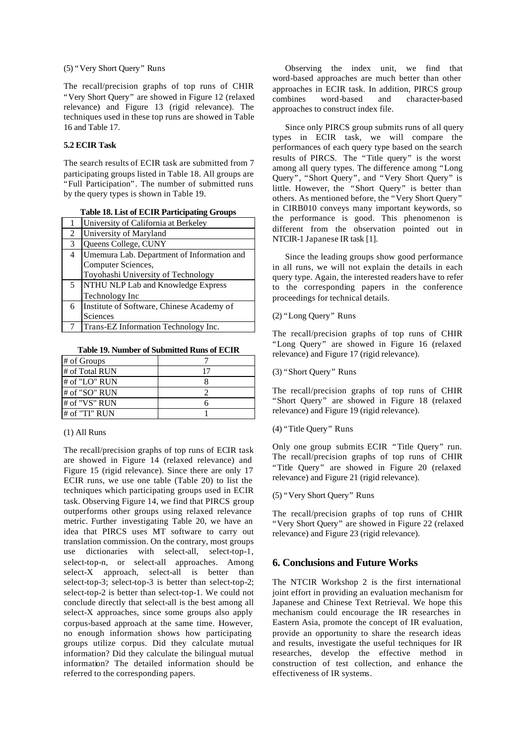(5) "Very Short Query" Runs

The recall/precision graphs of top runs of CHIR "Very Short Query" are showed in Figure 12 (relaxed relevance) and Figure 13 (rigid relevance). The techniques used in these top runs are showed in Table 16 and Table 17.

### 5.2 ECIR Task

The search results of ECIR task are submitted from 7 participating groups listed in Table 18. All groups are "Full Participation". The number of submitted runs by the query types is shown in Table 19.

**Table 18. List of ECIR Participating Groups**

| | |
|---|---|
| 1 | University of California at Berkeley |
| 2 | University of Maryland |
| 3 | Queens College, CUNY |
| 4 | Umemura Lab. Department of Information and Computer Sciences, Toyohashi University of Technology |
| 5 | NTHU NLP Lab and Knowledge Express Technology Inc |
| 6 | Institute of Software, Chinese Academy of Sciences |
| 7 | Trans-EZ Information Technology Inc. |

**Table 19. Number of Submitted Runs of ECIR**

| | |
|---|---|
| # of Groups | 7 |
| # of Total RUN | 17 |
| # of "LO" RUN | 8 |
| # of "SO" RUN | 2 |
| # of "VS" RUN | 6 |
| # of "TI" RUN | 1 |

(1) All Runs

The recall/precision graphs of top runs of ECIR task are showed in Figure 14 (relaxed relevance) and Figure 15 (rigid relevance). Since there are only 17 ECIR runs, we use one table (Table 20) to list the techniques which participating groups used in ECIR task. Observing Figure 14, we find that PIRCS group outperforms other groups using relaxed relevance metric. Further investigating Table 20, we have an idea that PIRCS uses MT software to carry out translation commission. On the contrary, most groups use dictionaries with select-all, select-top-1, select-top-n, or select-all approaches. Among select-X approach, select-all is better than select-top-3; select-top-3 is better than select-top-2; select-top-2 is better than select-top-1. We could not conclude directly that select-all is the best among all select-X approaches, since some groups also apply corpus-based approach at the same time. However, no enough information shows how participating groups utilize corpus. Did they calculate mutual information? Did they calculate the bilingual mutual information? The detailed information should be referred to the corresponding papers.

Observing the index unit, we find that word-based approaches are much better than other approaches in ECIR task. In addition, PIRCS group combines word-based and character-based approaches to construct index file.

Since only PIRCS group submits runs of all query types in ECIR task, we will compare the performances of each query type based on the search results of PIRCS. The "Title query" is the worst among all query types. The difference among "Long Query", "Short Query", and "Very Short Query" is little. However, the "Short Query" is better than others. As mentioned before, the "Very Short Query" in CIRB010 conveys many important keywords, so the performance is good. This phenomenon is different from the observation pointed out in NTCIR-1 Japanese IR task [1].

Since the leading groups show good performance in all runs, we will not explain the details in each query type. Again, the interested readers have to refer to the corresponding papers in the conference proceedings for technical details.

(2) "Long Query" Runs

The recall/precision graphs of top runs of CHIR "Long Query" are showed in Figure 16 (relaxed relevance) and Figure 17 (rigid relevance).

(3) "Short Query" Runs

The recall/precision graphs of top runs of CHIR "Short Query" are showed in Figure 18 (relaxed relevance) and Figure 19 (rigid relevance).

(4) "Title Query" Runs

Only one group submits ECIR "Title Query" run. The recall/precision graphs of top runs of CHIR "Title Query" are showed in Figure 20 (relaxed relevance) and Figure 21 (rigid relevance).

(5) "Very Short Query" Runs

The recall/precision graphs of top runs of CHIR "Very Short Query" are showed in Figure 22 (relaxed relevance) and Figure 23 (rigid relevance).

## 6. Conclusions and Future Works

The NTCIR Workshop 2 is the first international joint effort in providing an evaluation mechanism for Japanese and Chinese Text Retrieval. We hope this mechanism could encourage the IR researches in Eastern Asia, promote the concept of IR evaluation, provide an opportunity to share the research ideas and results, investigate the useful techniques for IR researches, develop the effective method in construction of test collection, and enhance the effectiveness of IR systems.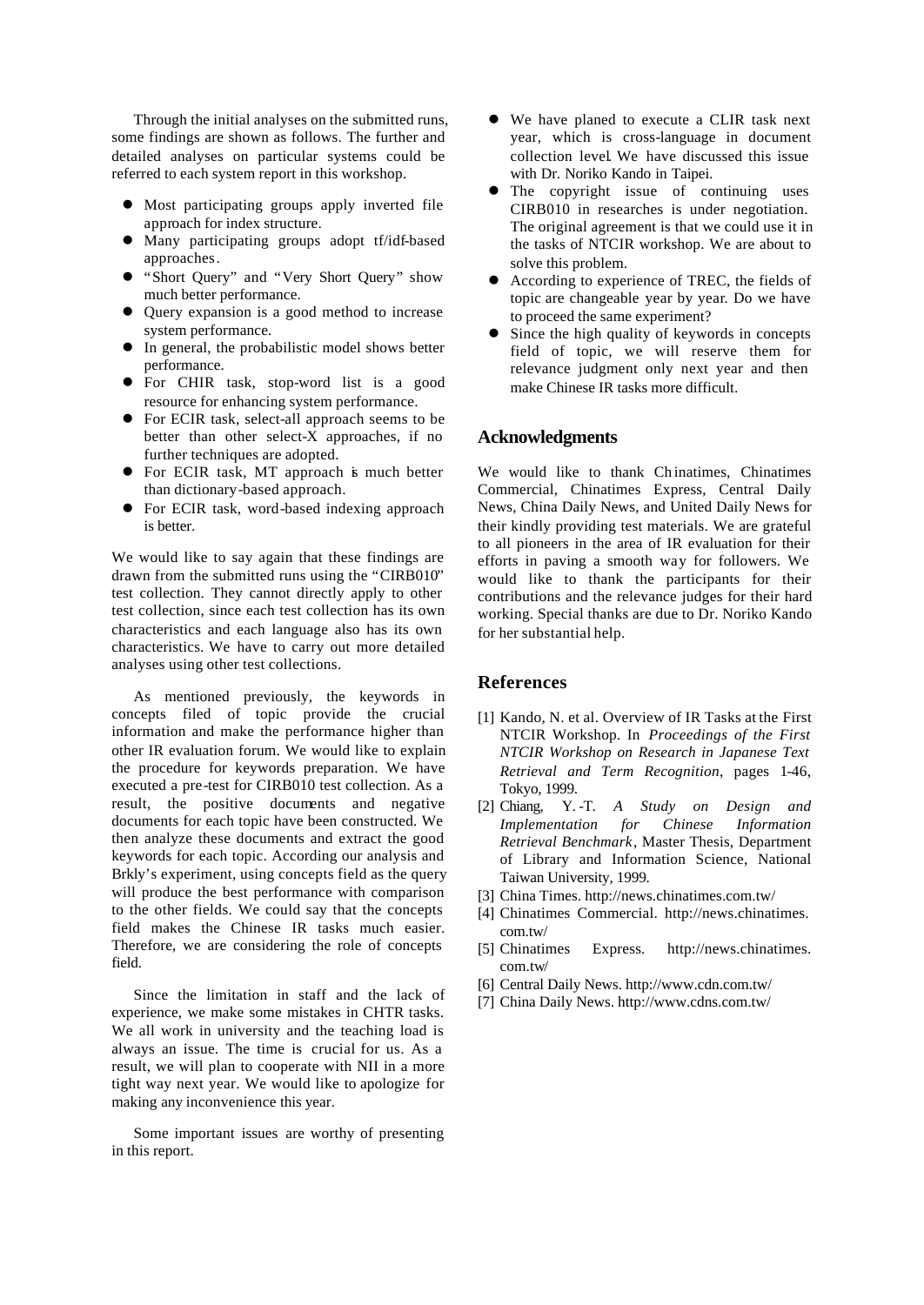Through the initial analyses on the submitted runs, some findings are shown as follows. The further and detailed analyses on particular systems could be referred to each system report in this workshop.

- Most participating groups apply inverted file approach for index structure.
- Many participating groups adopt tf/idf-based approaches.
- "Short Query" and "Very Short Query" show much better performance.
- Query expansion is a good method to increase system performance.
- In general, the probabilistic model shows better performance.
- For CHIR task, stop-word list is a good resource for enhancing system performance.
- For ECIR task, select-all approach seems to be better than other select-X approaches, if no further techniques are adopted.
- For ECIR task, MT approach is much better than dictionary-based approach.
- For ECIR task, word-based indexing approach is better.

We would like to say again that these findings are drawn from the submitted runs using the "CIRB010" test collection. They cannot directly apply to other test collection, since each test collection has its own characteristics and each language also has its own characteristics. We have to carry out more detailed analyses using other test collections.

As mentioned previously, the keywords in concepts filed of topic provide the crucial information and make the performance higher than other IR evaluation forum. We would like to explain the procedure for keywords preparation. We have executed a pre-test for CIRB010 test collection. As a result, the positive documents and negative documents for each topic have been constructed. We then analyze these documents and extract the good keywords for each topic. According our analysis and Brkly's experiment, using concepts field as the query will produce the best performance with comparison to the other fields. We could say that the concepts field makes the Chinese IR tasks much easier. Therefore, we are considering the role of concepts field.

Since the limitation in staff and the lack of experience, we make some mistakes in CHTR tasks. We all work in university and the teaching load is always an issue. The time is crucial for us. As a result, we will plan to cooperate with NII in a more tight way next year. We would like to apologize for making any inconvenience this year.

Some important issues are worthy of presenting in this report.

- We have planed to execute a CLIR task next year, which is cross-language in document collection level. We have discussed this issue with Dr. Noriko Kando in Taipei.
- The copyright issue of continuing uses CIRB010 in researches is under negotiation. The original agreement is that we could use it in the tasks of NTCIR workshop. We are about to solve this problem.
- According to experience of TREC, the fields of topic are changeable year by year. Do we have to proceed the same experiment?
- Since the high quality of keywords in concepts field of topic, we will reserve them for relevance judgment only next year and then make Chinese IR tasks more difficult.

## Acknowledgments

We would like to thank Chinatimes, Chinatimes Commercial, Chinatimes Express, Central Daily News, China Daily News, and United Daily News for their kindly providing test materials. We are grateful to all pioneers in the area of IR evaluation for their efforts in paving a smooth way for followers. We would like to thank the participants for their contributions and the relevance judges for their hard working. Special thanks are due to Dr. Noriko Kando for her substantial help.

## References

[1] Kando, N. et al. Overview of IR Tasks at the First NTCIR Workshop. In *Proceedings of the First NTCIR Workshop on Research in Japanese Text Retrieval and Term Recognition*, pages 1-46, Tokyo, 1999.

[2] Chiang, Y.-T. *A Study on Design and Implementation for Chinese Information Retrieval Benchmark*, Master Thesis, Department of Library and Information Science, National Taiwan University, 1999.

[3] China Times. http://news.chinatimes.com.tw/

[4] Chinatimes Commercial. http://news.chinatimes.com.tw/

[5] Chinatimes Express. http://news.chinatimes.com.tw/

[6] Central Daily News. http://www.cdn.com.tw/

[7] China Daily News. http://www.cdns.com.tw/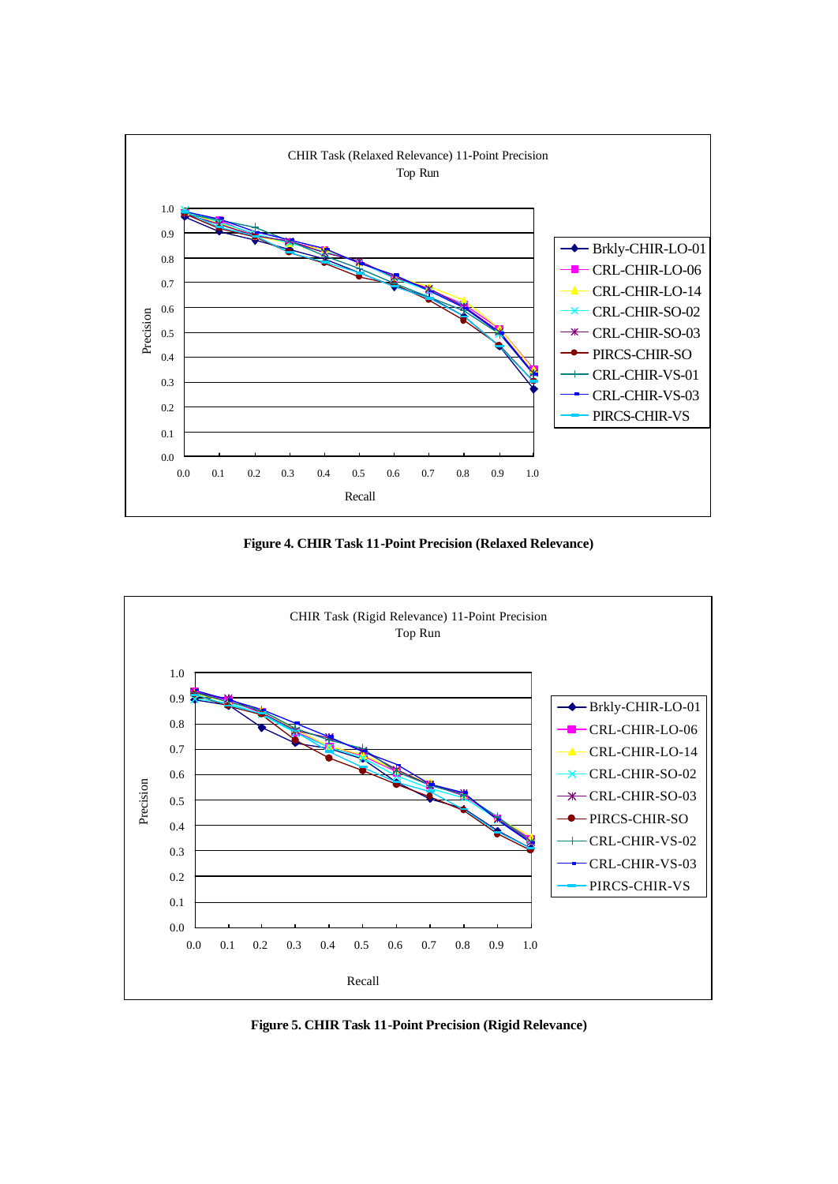CHIR Task (Relaxed Relevance) 11-Point Precision
Top Run

**Figure 4. CHIR Task 11-Point Precision (Relaxed Relevance)**

CHIR Task (Rigid Relevance) 11-Point Precision
Top Run

**Figure 5. CHIR Task 11-Point Precision (Rigid Relevance)**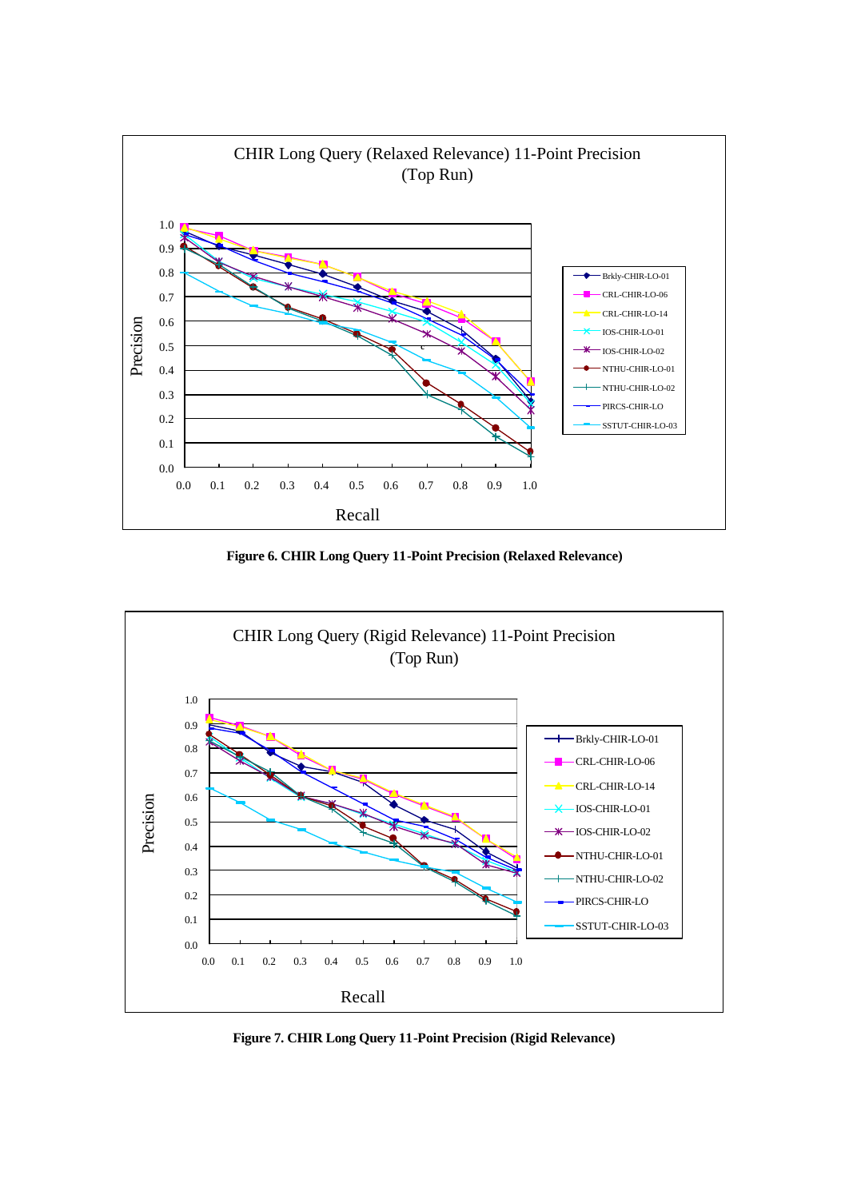**Figure 6. CHIR Long Query 11-Point Precision (Relaxed Relevance)**

**Figure 7. CHIR Long Query 11-Point Precision (Rigid Relevance)**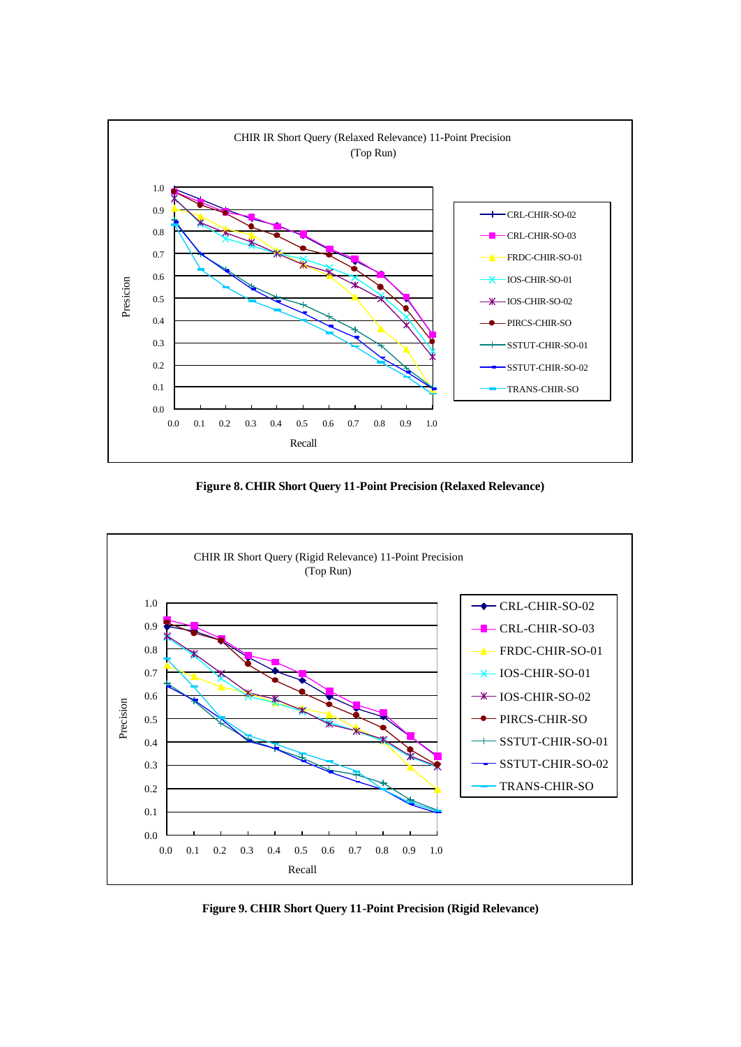Figure 8. CHIR Short Query 11-Point Precision (Relaxed Relevance)

Figure 9. CHIR Short Query 11-Point Precision (Rigid Relevance)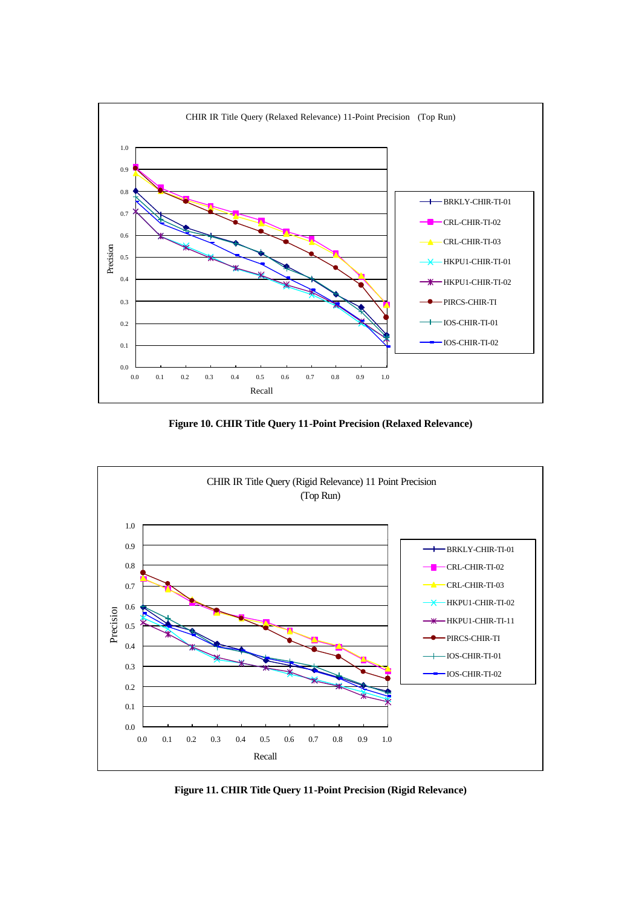CHIR IR Title Query (Relaxed Relevance) 11-Point Precision (Top Run)

Figure 10. CHIR Title Query 11-Point Precision (Relaxed Relevance)

CHIR IR Title Query (Rigid Relevance) 11 Point Precision (Top Run)

Figure 11. CHIR Title Query 11-Point Precision (Rigid Relevance)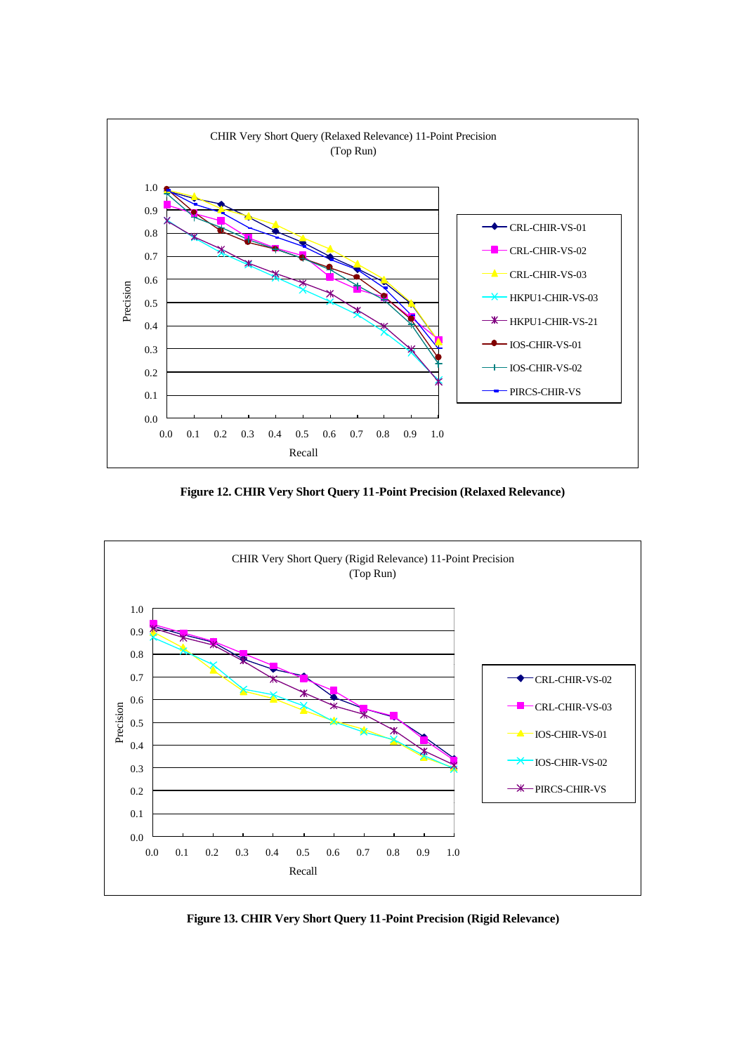CHIR Very Short Query (Relaxed Relevance) 11-Point Precision
(Top Run)

**Figure 12. CHIR Very Short Query 11-Point Precision (Relaxed Relevance)**

CHIR Very Short Query (Rigid Relevance) 11-Point Precision
(Top Run)

**Figure 13. CHIR Very Short Query 11-Point Precision (Rigid Relevance)**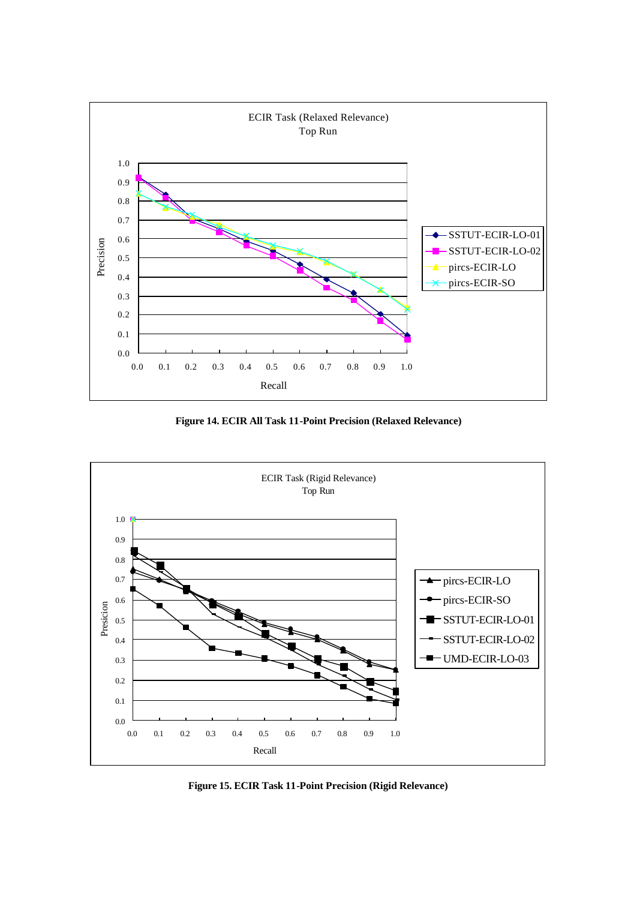Figure 14. ECIR All Task 11-Point Precision (Relaxed Relevance)

Figure 15. ECIR Task 11-Point Precision (Rigid Relevance)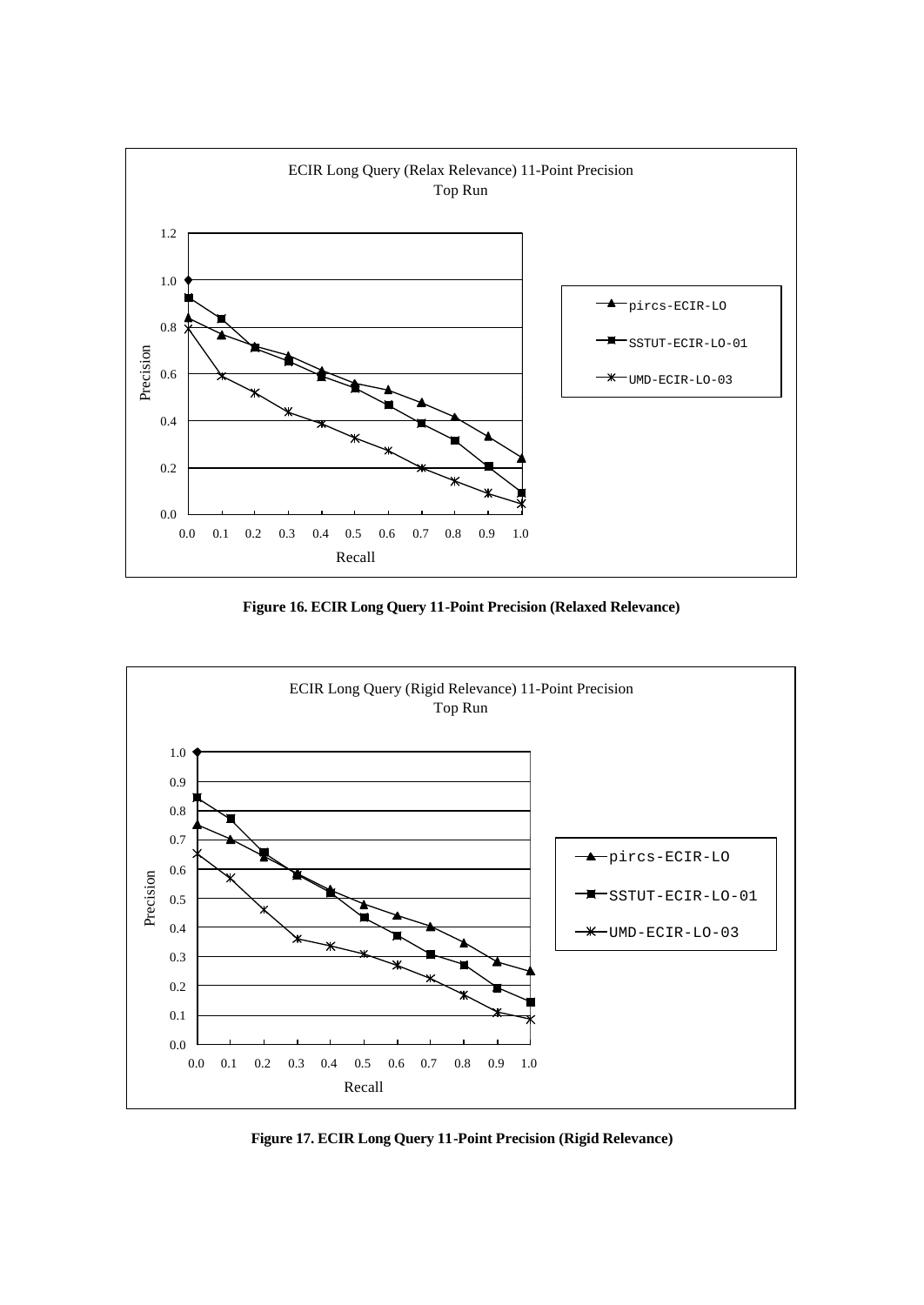Figure 16. ECIR Long Query 11-Point Precision (Relaxed Relevance)

Figure 17. ECIR Long Query 11-Point Precision (Rigid Relevance)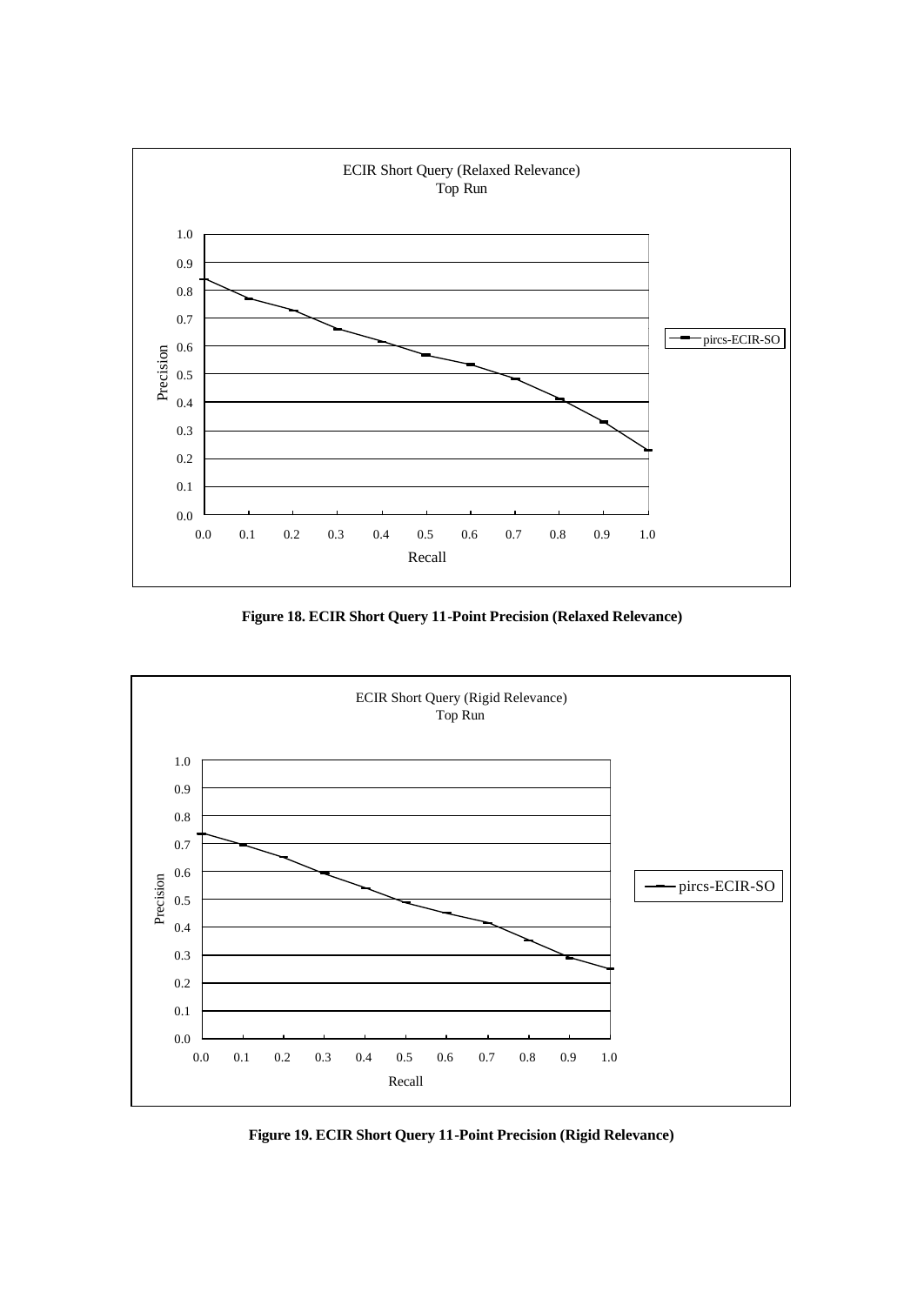**Figure 18. ECIR Short Query 11-Point Precision (Relaxed Relevance)**

**Figure 19. ECIR Short Query 11-Point Precision (Rigid Relevance)**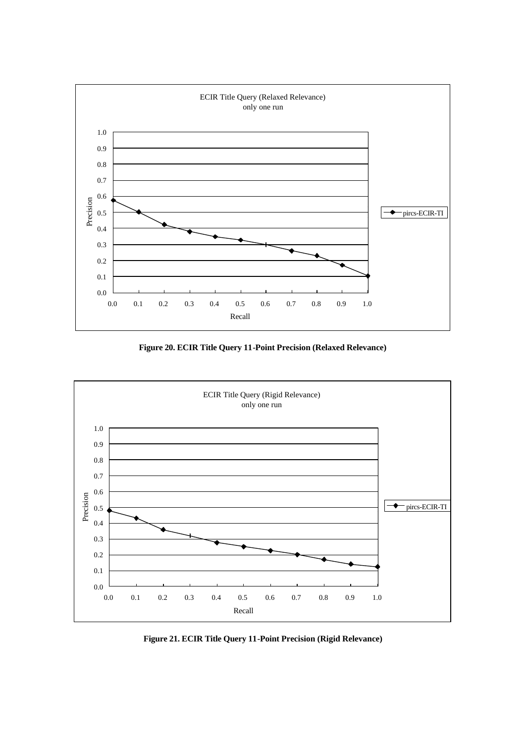ECIR Title Query (Relaxed Relevance)
only one run

Figure 20. ECIR Title Query 11-Point Precision (Relaxed Relevance)

ECIR Title Query (Rigid Relevance)
only one run

Figure 21. ECIR Title Query 11-Point Precision (Rigid Relevance)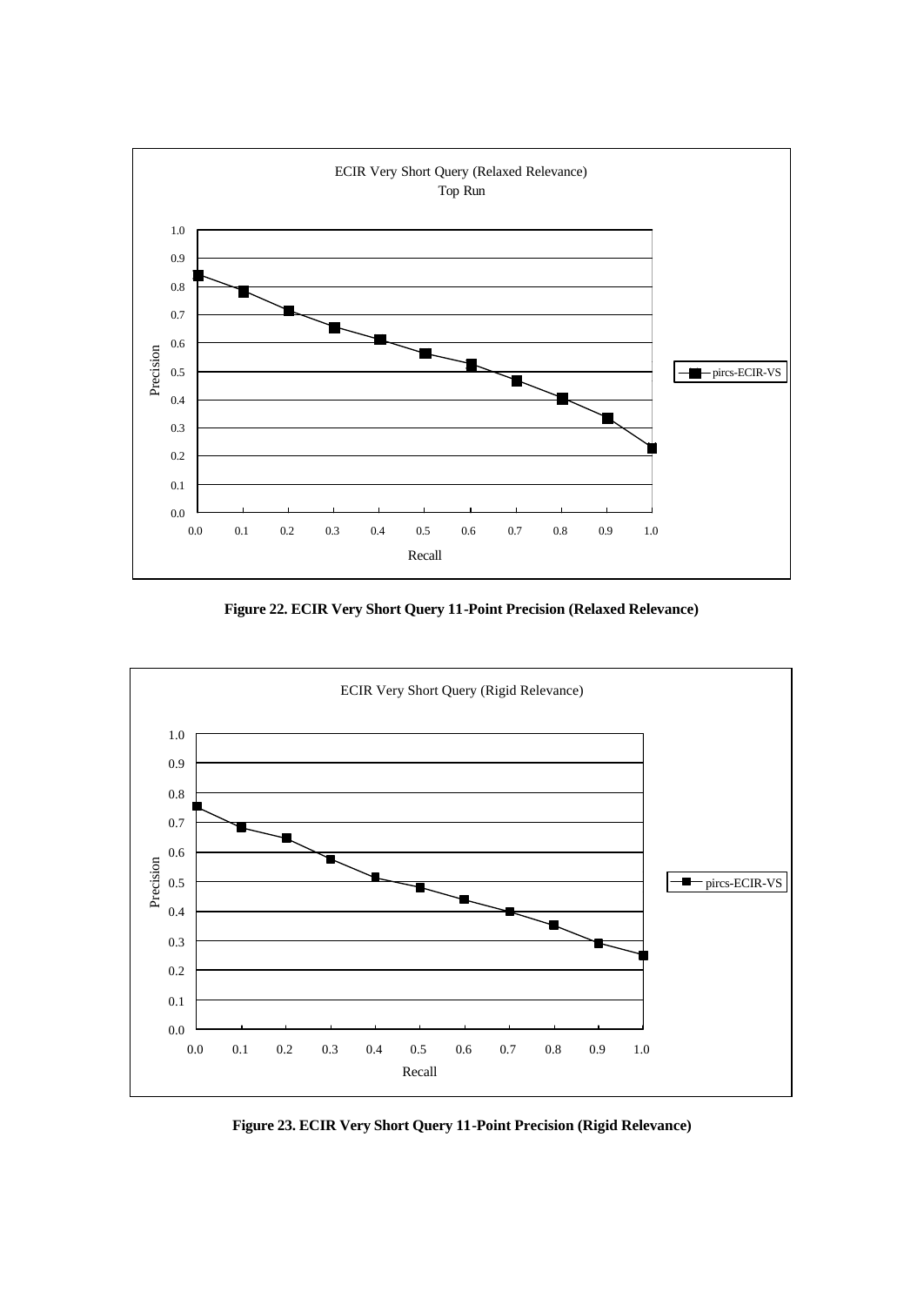**Figure 22. ECIR Very Short Query 11-Point Precision (Relaxed Relevance)**

**Figure 23. ECIR Very Short Query 11-Point Precision (Rigid Relevance)**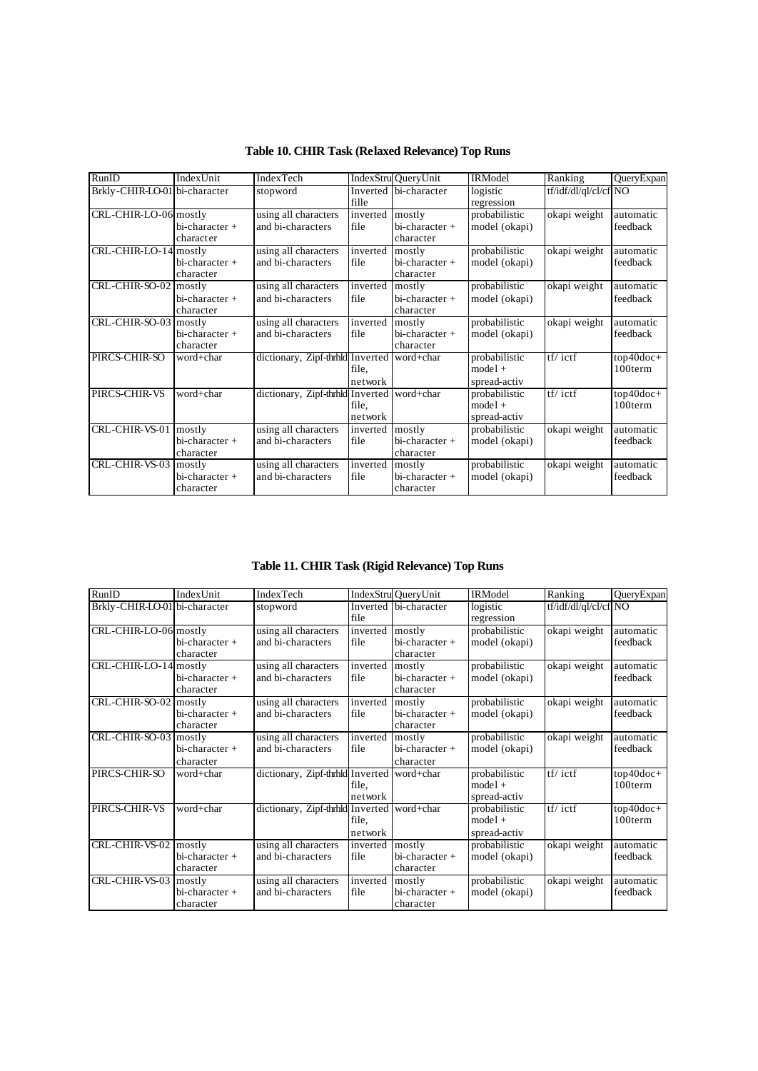**Table 10. CHIR Task (Relaxed Relevance) Top Runs**

| RunID | IndexUnit | IndexTech | IndexStru | QueryUnit | IRModel | Ranking | QueryExpan |
|---|---|---|---|---|---|---|---|
| Brkly-CHIR-LO-01 | bi-character | stopword | Inverted fille | bi-character | logistic regression | tf/idf/dl/ql/cl/cf | NO |
| CRL-CHIR-LO-06 | mostly bi-character + character | using all characters and bi-characters | inverted file | mostly bi-character + character | probabilistic model (okapi) | okapi weight | automatic feedback |
| CRL-CHIR-LO-14 | mostly bi-character + character | using all characters and bi-characters | inverted file | mostly bi-character + character | probabilistic model (okapi) | okapi weight | automatic feedback |
| CRL-CHIR-SO-02 | mostly bi-character + character | using all characters and bi-characters | inverted file | mostly bi-character + character | probabilistic model (okapi) | okapi weight | automatic feedback |
| CRL-CHIR-SO-03 | mostly bi-character + character | using all characters and bi-characters | inverted file | mostly bi-character + character | probabilistic model (okapi) | okapi weight | automatic feedback |
| PIRCS-CHIR-SO | word+char | dictionary, Zipf-thrhld | Inverted file, network | word+char | probabilistic model + spread-activ | tf/ ictf | top40doc+ 100term |
| PIRCS-CHIR-VS | word+char | dictionary, Zipf-thrhld | Inverted file, network | word+char | probabilistic model + spread-activ | tf/ ictf | top40doc+ 100term |
| CRL-CHIR-VS-01 | mostly bi-character + character | using all characters and bi-characters | inverted file | mostly bi-character + character | probabilistic model (okapi) | okapi weight | automatic feedback |
| CRL-CHIR-VS-03 | mostly bi-character + character | using all characters and bi-characters | inverted file | mostly bi-character + character | probabilistic model (okapi) | okapi weight | automatic feedback |

**Table 11. CHIR Task (Rigid Relevance) Top Runs**

| RunID | IndexUnit | IndexTech | IndexStru | QueryUnit | IRModel | Ranking | QueryExpan |
|---|---|---|---|---|---|---|---|
| Brkly-CHIR-LO-01 | bi-character | stopword | Inverted file | bi-character | logistic regression | tf/idf/dl/ql/cl/cf | NO |
| CRL-CHIR-LO-06 | mostly bi-character + character | using all characters and bi-characters | inverted file | mostly bi-character + character | probabilistic model (okapi) | okapi weight | automatic feedback |
| CRL-CHIR-LO-14 | mostly bi-character + character | using all characters and bi-characters | inverted file | mostly bi-character + character | probabilistic model (okapi) | okapi weight | automatic feedback |
| CRL-CHIR-SO-02 | mostly bi-character + character | using all characters and bi-characters | inverted file | mostly bi-character + character | probabilistic model (okapi) | okapi weight | automatic feedback |
| CRL-CHIR-SO-03 | mostly bi-character + character | using all characters and bi-characters | inverted file | mostly bi-character + character | probabilistic model (okapi) | okapi weight | automatic feedback |
| PIRCS-CHIR-SO | word+char | dictionary, Zipf-thrhld | Inverted file, network | word+char | probabilistic model + spread-activ | tf/ ictf | top40doc+ 100term |
| PIRCS-CHIR-VS | word+char | dictionary, Zipf-thrhld | Inverted file, network | word+char | probabilistic model + spread-activ | tf/ ictf | top40doc+ 100term |
| CRL-CHIR-VS-02 | mostly bi-character + character | using all characters and bi-characters | inverted file | mostly bi-character + character | probabilistic model (okapi) | okapi weight | automatic feedback |
| CRL-CHIR-VS-03 | mostly bi-character + character | using all characters and bi-characters | inverted file | mostly bi-character + character | probabilistic model (okapi) | okapi weight | automatic feedback |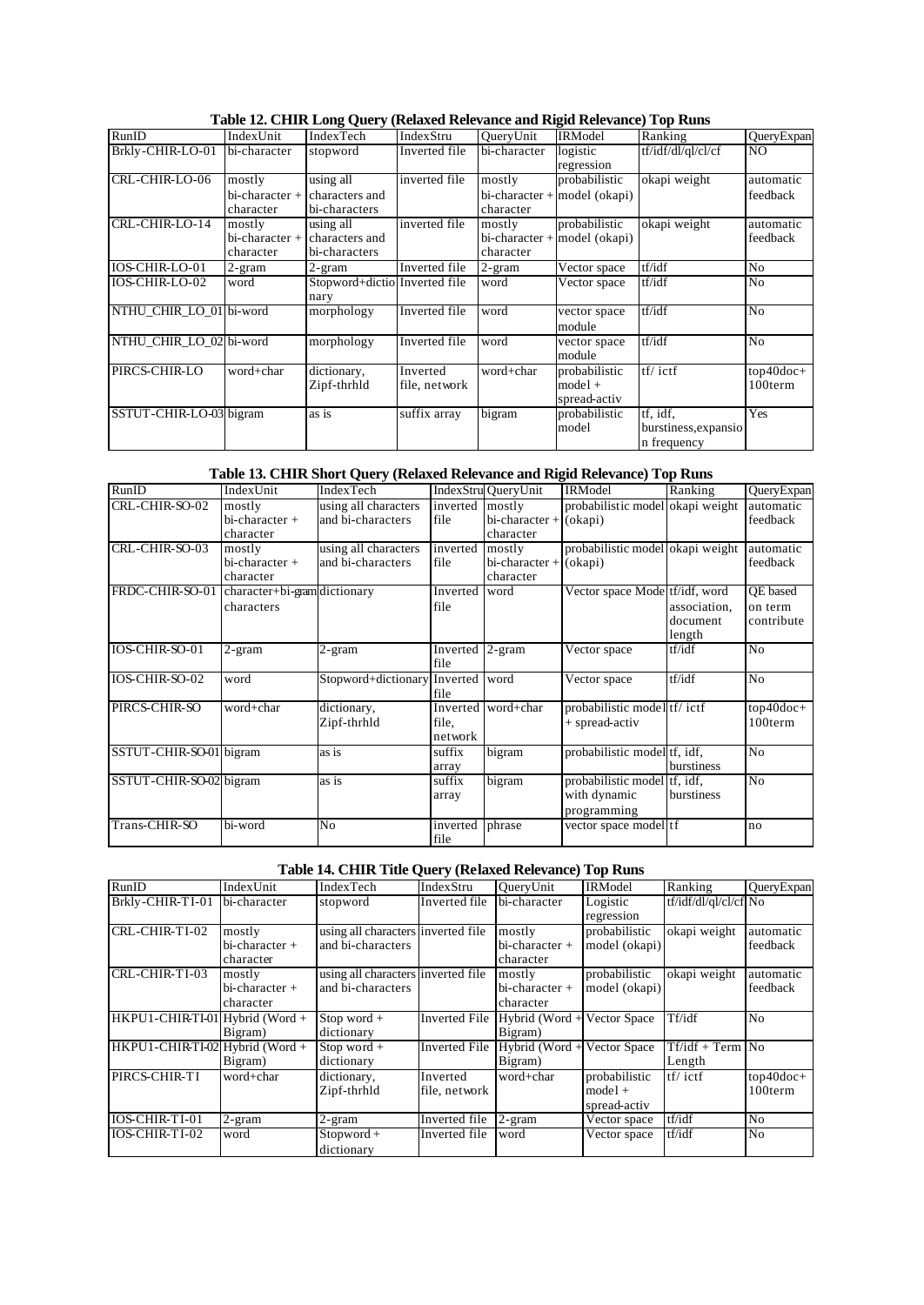**Table 12. CHIR Long Query (Relaxed Relevance and Rigid Relevance) Top Runs**

| RunID | IndexUnit | IndexTech | IndexStru | QueryUnit | IRModel | Ranking | QueryExpan |
|---|---|---|---|---|---|---|---|
| Brkly-CHIR-LO-01 | bi-character | stopword | Inverted file | bi-character | logistic regression | tf/idf/dl/ql/cl/cf | NO |
| CRL-CHIR-LO-06 | mostly bi-character + character | using all characters and bi-characters | inverted file | mostly bi-character + character | probabilistic model (okapi) | okapi weight | automatic feedback |
| CRL-CHIR-LO-14 | mostly bi-character + character | using all characters and bi-characters | inverted file | mostly bi-character + character | probabilistic model (okapi) | okapi weight | automatic feedback |
| IOS-CHIR-LO-01 | 2-gram | 2-gram | Inverted file | 2-gram | Vector space | tf/idf | No |
| IOS-CHIR-LO-02 | word | Stopword+dictionary | Inverted file | word | Vector space | tf/idf | No |
| NTHU_CHIR_LO_01 | bi-word | morphology | Inverted file | word | vector space module | tf/idf | No |
| NTHU_CHIR_LO_02 | bi-word | morphology | Inverted file | word | vector space module | tf/idf | No |
| PIRCS-CHIR-LO | word+char | dictionary, Zipf-thrhld | Inverted file, network | word+char | probabilistic model + spread-activ | tf/ ictf | top40doc+ 100term |
| SSTUT-CHIR-LO-03 | bigram | as is | suffix array | bigram | probabilistic model | tf, idf, burstiness,expansion frequency | Yes |

**Table 13. CHIR Short Query (Relaxed Relevance and Rigid Relevance) Top Runs**

| RunID | IndexUnit | IndexTech | IndexStru | QueryUnit | IRModel | Ranking | QueryExpan |
|---|---|---|---|---|---|---|---|
| CRL-CHIR-SO-02 | mostly bi-character + character | using all characters and bi-characters | inverted file | mostly bi-character + character | probabilistic model (okapi) | okapi weight | automatic feedback |
| CRL-CHIR-SO-03 | mostly bi-character + character | using all characters and bi-characters | inverted file | mostly bi-character + character | probabilistic model (okapi) | okapi weight | automatic feedback |
| FRDC-CHIR-SO-01 | character+bi-gram characters | dictionary | Inverted file | word | Vector space Mode | tf/idf, word association, document length | QE based on term contribute |
| IOS-CHIR-SO-01 | 2-gram | 2-gram | Inverted file | 2-gram | Vector space | tf/idf | No |
| IOS-CHIR-SO-02 | word | Stopword+dictionary | Inverted file | word | Vector space | tf/idf | No |
| PIRCS-CHIR-SO | word+char | dictionary, Zipf-thrhld | Inverted file, network | word+char | probabilistic model + spread-activ | tf/ ictf | top40doc+ 100term |
| SSTUT-CHIR-SO-01 | bigram | as is | suffix array | bigram | probabilistic model | tf, idf, burstiness | No |
| SSTUT-CHIR-SO-02 | bigram | as is | suffix array | bigram | probabilistic model with dynamic programming | tf, idf, burstiness | No |
| Trans-CHIR-SO | bi-word | No | inverted file | phrase | vector space model | tf | no |

**Table 14. CHIR Title Query (Relaxed Relevance) Top Runs**

| RunID | IndexUnit | IndexTech | IndexStru | QueryUnit | IRModel | Ranking | QueryExpan |
|---|---|---|---|---|---|---|---|
| Brkly-CHIR-TI-01 | bi-character | stopword | Inverted file | bi-character | Logistic regression | tf/idf/dl/ql/cl/cf | No |
| CRL-CHIR-TI-02 | mostly bi-character + character | using all characters and bi-characters | inverted file | mostly bi-character + character | probabilistic model (okapi) | okapi weight | automatic feedback |
| CRL-CHIR-TI-03 | mostly bi-character + character | using all characters and bi-characters | inverted file | mostly bi-character + character | probabilistic model (okapi) | okapi weight | automatic feedback |
| HKPU1-CHIR-TI-01 | Hybrid (Word + Bigram) | Stop word + dictionary | Inverted File | Hybrid (Word + Bigram) | Vector Space | Tf/idf | No |
| HKPU1-CHIR-TI-02 | Hybrid (Word + Bigram) | Stop word + dictionary | Inverted File | Hybrid (Word + Bigram) | Vector Space | Tf/idf + Term Length | No |
| PIRCS-CHIR-TI | word+char | dictionary, Zipf-thrhld | Inverted file, network | word+char | probabilistic model + spread-activ | tf/ ictf | top40doc+ 100term |
| IOS-CHIR-TI-01 | 2-gram | 2-gram | Inverted file | 2-gram | Vector space | tf/idf | No |
| IOS-CHIR-TI-02 | word | Stopword + dictionary | Inverted file | word | Vector space | tf/idf | No |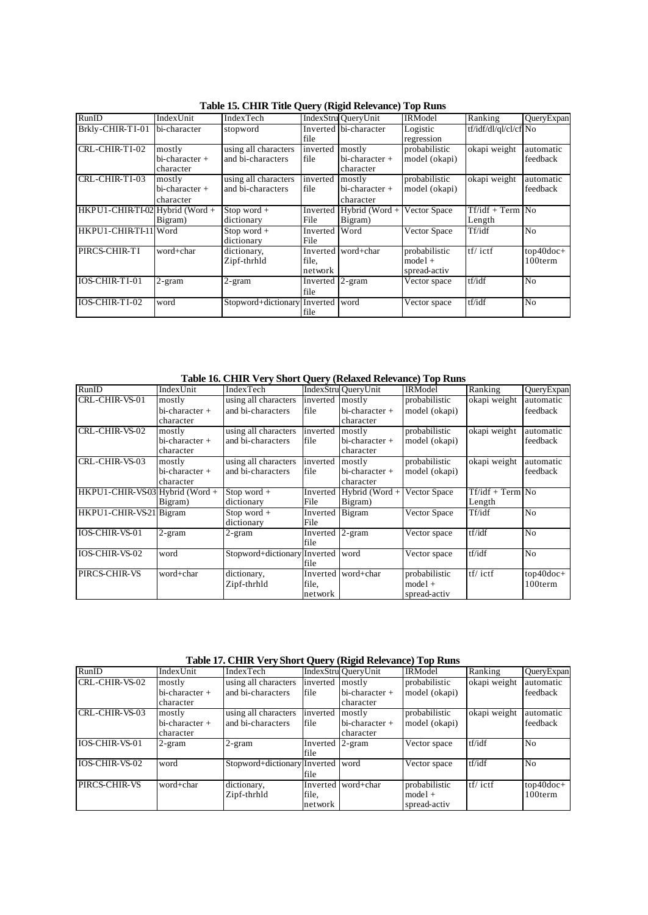**Table 15. CHIR Title Query (Rigid Relevance) Top Runs**

| RunID | IndexUnit | IndexTech | IndexStru | QueryUnit | IRModel | Ranking | QueryExpan |
|---|---|---|---|---|---|---|---|
| Brkly-CHIR-TI-01 | bi-character | stopword | Inverted file | bi-character | Logistic regression | tf/idf/dl/ql/cl/cf | No |
| CRL-CHIR-TI-02 | mostly bi-character + character | using all characters and bi-characters | inverted file | mostly bi-character + character | probabilistic model (okapi) | okapi weight | automatic feedback |
| CRL-CHIR-TI-03 | mostly bi-character + character | using all characters and bi-characters | inverted file | mostly bi-character + character | probabilistic model (okapi) | okapi weight | automatic feedback |
| HKPU1-CHIR-TI-02 | Hybrid (Word + Bigram) | Stop word + dictionary | Inverted File | Hybrid (Word + Bigram) | Vector Space | Tf/idf + Term Length | No |
| HKPU1-CHIR-TI-11 | Word | Stop word + dictionary | Inverted File | Word | Vector Space | Tf/idf | No |
| PIRCS-CHIR-TI | word+char | dictionary, Zipf-thrhld | Inverted file, network | word+char | probabilistic model + spread-activ | tf/ ictf | top40doc+ 100term |
| IOS-CHIR-TI-01 | 2-gram | 2-gram | Inverted file | 2-gram | Vector space | tf/idf | No |
| IOS-CHIR-TI-02 | word | Stopword+dictionary | Inverted file | word | Vector space | tf/idf | No |

**Table 16. CHIR Very Short Query (Relaxed Relevance) Top Runs**

| RunID | IndexUnit | IndexTech | IndexStru | QueryUnit | IRModel | Ranking | QueryExpan |
|---|---|---|---|---|---|---|---|
| CRL-CHIR-VS-01 | mostly bi-character + character | using all characters and bi-characters | inverted file | mostly bi-character + character | probabilistic model (okapi) | okapi weight | automatic feedback |
| CRL-CHIR-VS-02 | mostly bi-character + character | using all characters and bi-characters | inverted file | mostly bi-character + character | probabilistic model (okapi) | okapi weight | automatic feedback |
| CRL-CHIR-VS-03 | mostly bi-character + character | using all characters and bi-characters | inverted file | mostly bi-character + character | probabilistic model (okapi) | okapi weight | automatic feedback |
| HKPU1-CHIR-VS03 | Hybrid (Word + Bigram) | Stop word + dictionary | Inverted File | Hybrid (Word + Bigram) | Vector Space | Tf/idf + Term Length | No |
| HKPU1-CHIR-VS21 | Bigram | Stop word + dictionary | Inverted File | Bigram | Vector Space | Tf/idf | No |
| IOS-CHIR-VS-01 | 2-gram | 2-gram | Inverted file | 2-gram | Vector space | tf/idf | No |
| IOS-CHIR-VS-02 | word | Stopword+dictionary | Inverted file | word | Vector space | tf/idf | No |
| PIRCS-CHIR-VS | word+char | dictionary, Zipf-thrhld | Inverted file, network | word+char | probabilistic model + spread-activ | tf/ ictf | top40doc+ 100term |

**Table 17. CHIR Very Short Query (Rigid Relevance) Top Runs**

| RunID | IndexUnit | IndexTech | IndexStru | QueryUnit | IRModel | Ranking | QueryExpan |
|---|---|---|---|---|---|---|---|
| CRL-CHIR-VS-02 | mostly bi-character + character | using all characters and bi-characters | inverted file | mostly bi-character + character | probabilistic model (okapi) | okapi weight | automatic feedback |
| CRL-CHIR-VS-03 | mostly bi-character + character | using all characters and bi-characters | inverted file | mostly bi-character + character | probabilistic model (okapi) | okapi weight | automatic feedback |
| IOS-CHIR-VS-01 | 2-gram | 2-gram | Inverted file | 2-gram | Vector space | tf/idf | No |
| IOS-CHIR-VS-02 | word | Stopword+dictionary | Inverted file | word | Vector space | tf/idf | No |
| PIRCS-CHIR-VS | word+char | dictionary, Zipf-thrhld | Inverted file, network | word+char | probabilistic model + spread-activ | tf/ ictf | top40doc+ 100term |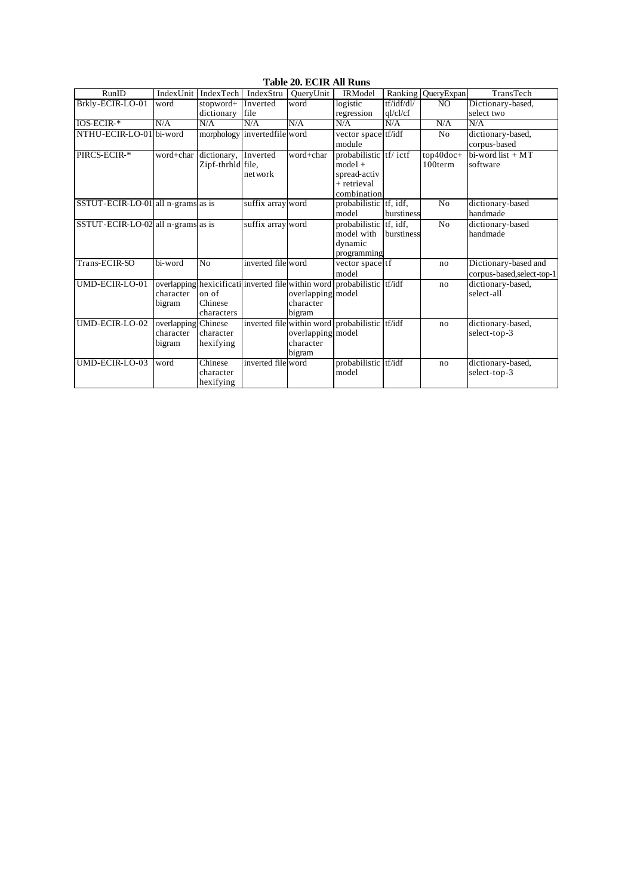**Table 20. ECIR All Runs**

| RunID | IndexUnit | IndexTech | IndexStru | QueryUnit | IRModel | Ranking | QueryExpan | TransTech |
|---|---|---|---|---|---|---|---|---|
| Brkly-ECIR-LO-01 | word | stopword+ dictionary | Inverted file | word | logistic regression | tf/idf/dl/ ql/cl/cf | NO | Dictionary-based, select two |
| IOS-ECIR-* | N/A | N/A | N/A | N/A | N/A | N/A | N/A | N/A |
| NTHU-ECIR-LO-01 | bi-word | morphology | invertedfile | word | vector space module | tf/idf | No | dictionary-based, corpus-based |
| PIRCS-ECIR-* | word+char | dictionary, Zipf-thrhld | Inverted file, network | word+char | probabilistic model + spread-activ + retrieval combination | tf/ ictf | top40doc+ 100term | bi-word list + MT software |
| SSTUT-ECIR-LO-01 | all n-grams | as is | suffix array | word | probabilistic model | tf, idf, burstiness | No | dictionary-based handmade |
| SSTUT-ECIR-LO-02 | all n-grams | as is | suffix array | word | probabilistic model with dynamic programming | tf, idf, burstiness | No | dictionary-based handmade |
| Trans-ECIR-SO | bi-word | No | inverted file | word | vector space model | tf | no | Dictionary-based and corpus-based,select-top-1 |
| UMD-ECIR-LO-01 | overlapping character bigram | hexicification of Chinese characters | inverted file | within word overlapping character bigram | probabilistic model | tf/idf | no | dictionary-based, select-all |
| UMD-ECIR-LO-02 | overlapping character bigram | Chinese character hexifying | inverted file | within word overlapping character bigram | probabilistic model | tf/idf | no | dictionary-based, select-top-3 |
| UMD-ECIR-LO-03 | word | Chinese character hexifying | inverted file | word | probabilistic model | tf/idf | no | dictionary-based, select-top-3 |